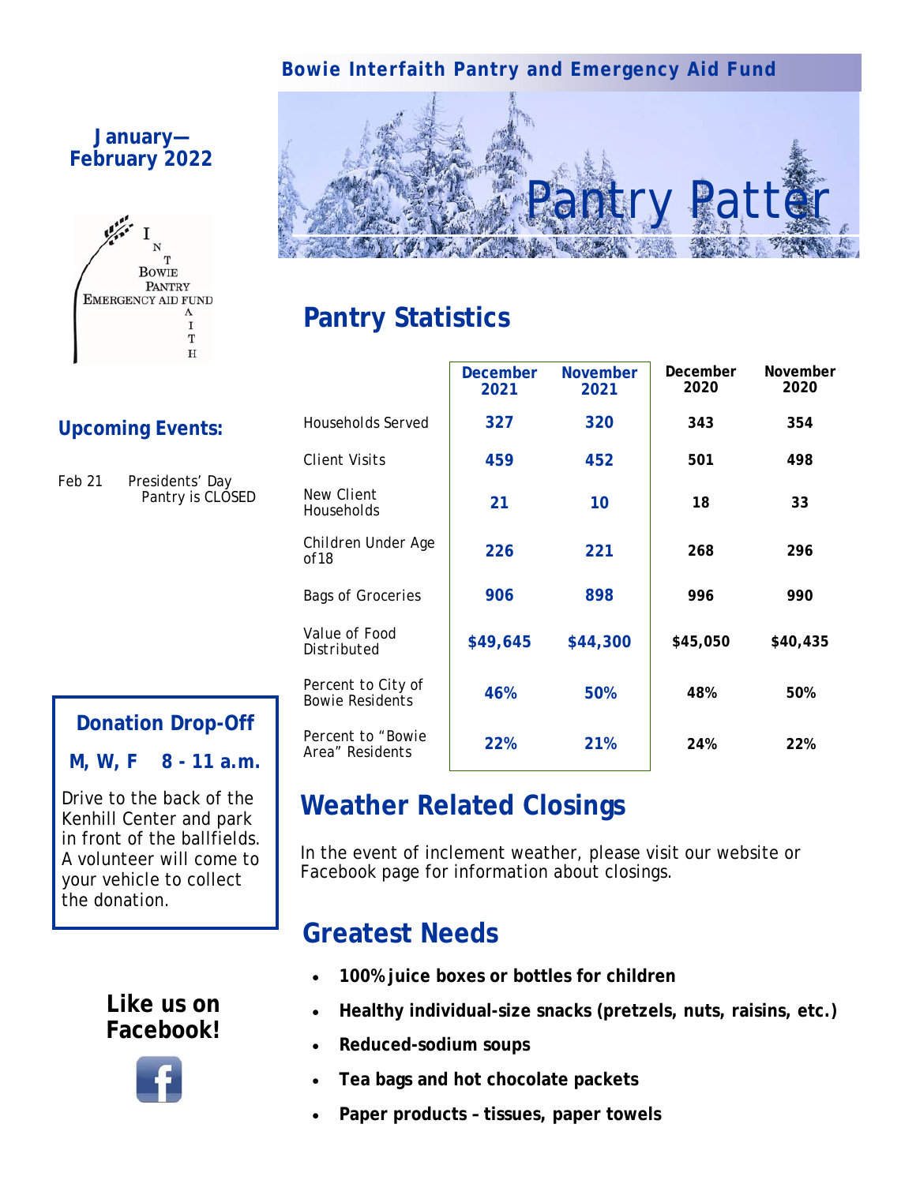Bowie Interfaith Pantry and Emergency Aid Fund

# Pantry Patter

**January—February 2022**

INTERFAITH BOWIE PANTRY EMERGENCY AID FUND

## Upcoming Events:

Feb 21 Presidents' Day Pantry is CLOSED

## Pantry Statistics

| | December 2021 | November 2021 | December 2020 | November 2020 |
|---|---|---|---|---|
| Households Served | 327 | 320 | 343 | 354 |
| Client Visits | 459 | 452 | 501 | 498 |
| New Client Households | 21 | 10 | 18 | 33 |
| Children Under Age of 18 | 226 | 221 | 268 | 296 |
| Bags of Groceries | 906 | 898 | 996 | 990 |
| Value of Food Distributed | $49,645 | $44,300 | $45,050 | $40,435 |
| Percent to City of Bowie Residents | 46% | 50% | 48% | 50% |
| Percent to "Bowie Area" Residents | 22% | 21% | 24% | 22% |

## Donation Drop-Off

**M, W, F 8 - 11 a.m.**

Drive to the back of the Kenhill Center and park in front of the ballfields. A volunteer will come to your vehicle to collect the donation.

## Weather Related Closings

In the event of inclement weather, please visit our website or Facebook page for information about closings.

## Greatest Needs

- **100% juice boxes or bottles for children**
- **Healthy individual-size snacks (pretzels, nuts, raisins, etc.)**
- **Reduced-sodium soups**
- **Tea bags and hot chocolate packets**
- **Paper products – tissues, paper towels**

**Like us on Facebook!**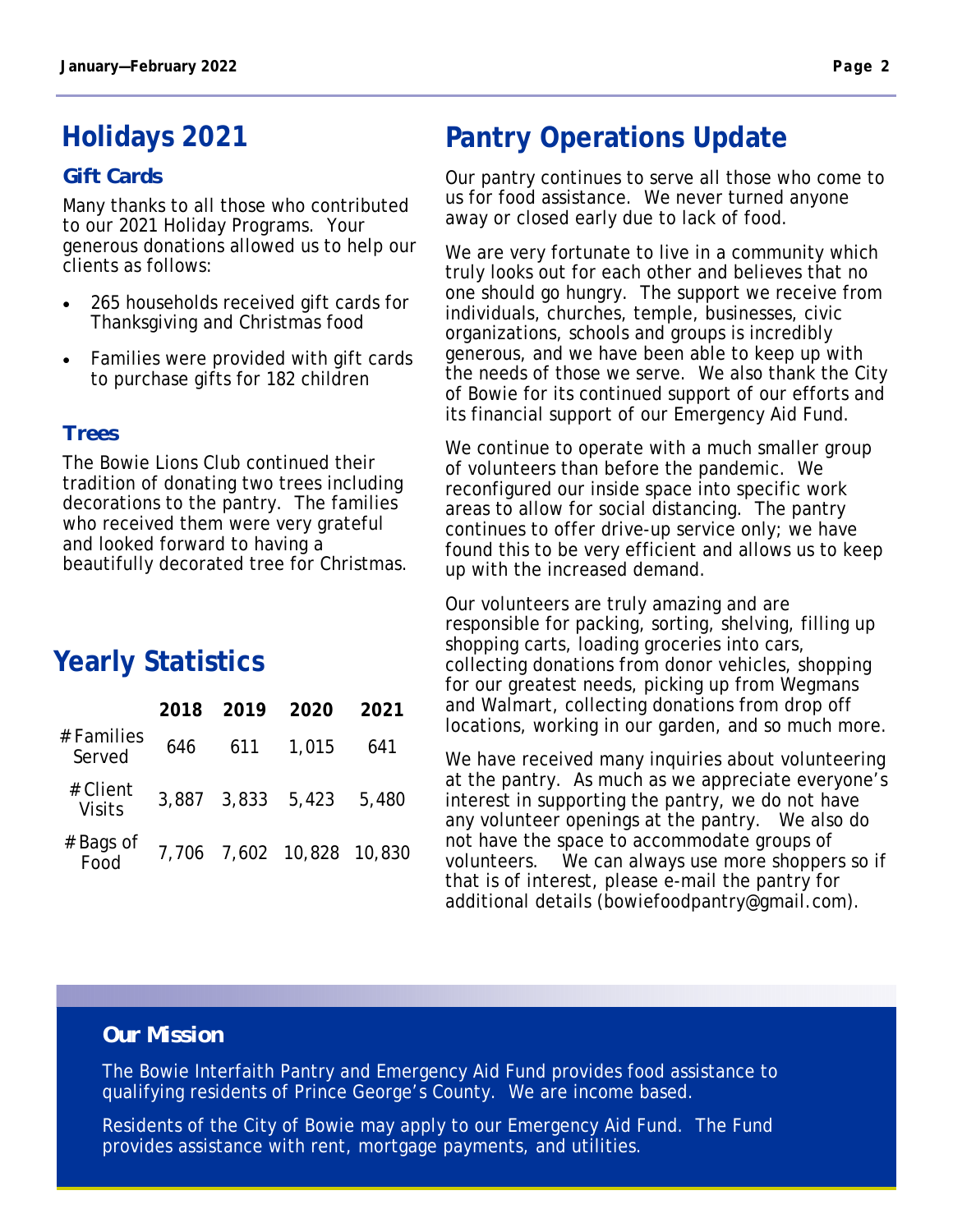## Holidays 2021

### Gift Cards

Many thanks to all those who contributed to our 2021 Holiday Programs. Your generous donations allowed us to help our clients as follows:

- 265 households received gift cards for Thanksgiving and Christmas food
- Families were provided with gift cards to purchase gifts for 182 children

### Trees

The Bowie Lions Club continued their tradition of donating two trees including decorations to the pantry. The families who received them were very grateful and looked forward to having a beautifully decorated tree for Christmas.

## Yearly Statistics

| | 2018 | 2019 | 2020 | 2021 |
|---|---|---|---|---|
| # Families Served | 646 | 611 | 1,015 | 641 |
| # Client Visits | 3,887 | 3,833 | 5,423 | 5,480 |
| # Bags of Food | 7,706 | 7,602 | 10,828 | 10,830 |

## Pantry Operations Update

Our pantry continues to serve all those who come to us for food assistance. We never turned anyone away or closed early due to lack of food.

We are very fortunate to live in a community which truly looks out for each other and believes that no one should go hungry. The support we receive from individuals, churches, temple, businesses, civic organizations, schools and groups is incredibly generous, and we have been able to keep up with the needs of those we serve. We also thank the City of Bowie for its continued support of our efforts and its financial support of our Emergency Aid Fund.

We continue to operate with a much smaller group of volunteers than before the pandemic. We reconfigured our inside space into specific work areas to allow for social distancing. The pantry continues to offer drive-up service only; we have found this to be very efficient and allows us to keep up with the increased demand.

Our volunteers are truly amazing and are responsible for packing, sorting, shelving, filling up shopping carts, loading groceries into cars, collecting donations from donor vehicles, shopping for our greatest needs, picking up from Wegmans and Walmart, collecting donations from drop off locations, working in our garden, and so much more.

We have received many inquiries about volunteering at the pantry. As much as we appreciate everyone's interest in supporting the pantry, we do not have any volunteer openings at the pantry. We also do not have the space to accommodate groups of volunteers. We can always use more shoppers so if that is of interest, please e-mail the pantry for additional details (bowiefoodpantry@gmail.com).

### Our Mission

The Bowie Interfaith Pantry and Emergency Aid Fund provides food assistance to qualifying residents of Prince George's County. We are income based.

Residents of the City of Bowie may apply to our Emergency Aid Fund. The Fund provides assistance with rent, mortgage payments, and utilities.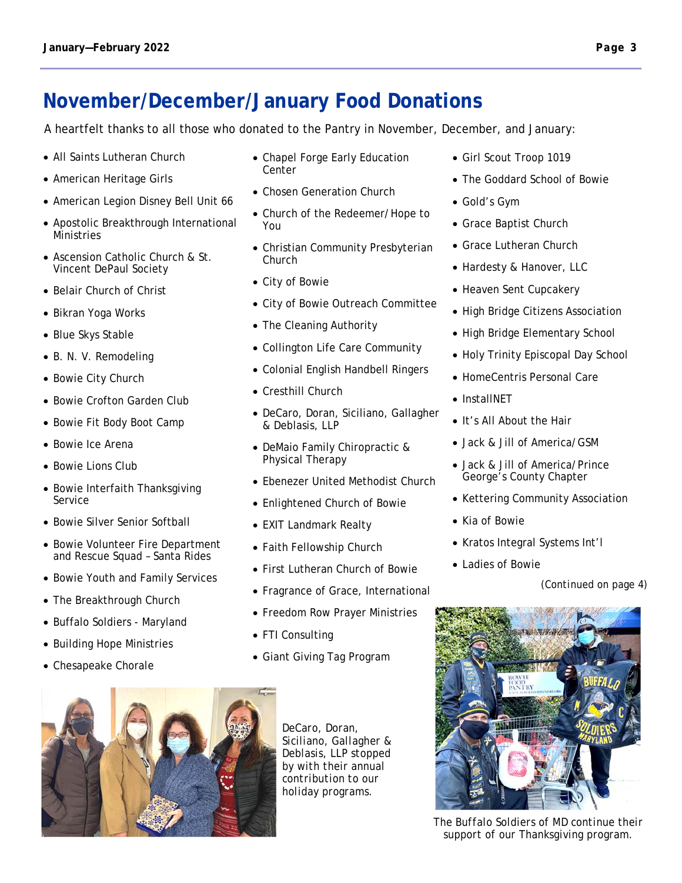## November/December/January Food Donations

A heartfelt thanks to all those who donated to the Pantry in November, December, and January:

- All Saints Lutheran Church
- American Heritage Girls
- American Legion Disney Bell Unit 66
- Apostolic Breakthrough International Ministries
- Ascension Catholic Church & St. Vincent DePaul Society
- Belair Church of Christ
- Bikran Yoga Works
- Blue Skys Stable
- B. N. V. Remodeling
- Bowie City Church
- Bowie Crofton Garden Club
- Bowie Fit Body Boot Camp
- Bowie Ice Arena
- Bowie Lions Club
- Bowie Interfaith Thanksgiving Service
- Bowie Silver Senior Softball
- Bowie Volunteer Fire Department and Rescue Squad – Santa Rides
- Bowie Youth and Family Services
- The Breakthrough Church
- Buffalo Soldiers - Maryland
- Building Hope Ministries
- Chesapeake Chorale
- Chapel Forge Early Education Center
- Chosen Generation Church
- Church of the Redeemer/Hope to You
- Christian Community Presbyterian Church
- City of Bowie
- City of Bowie Outreach Committee
- The Cleaning Authority
- Collington Life Care Community
- Colonial English Handbell Ringers
- Cresthill Church
- DeCaro, Doran, Siciliano, Gallagher & Deblasis, LLP
- DeMaio Family Chiropractic & Physical Therapy
- Ebenezer United Methodist Church
- Enlightened Church of Bowie
- EXIT Landmark Realty
- Faith Fellowship Church
- First Lutheran Church of Bowie
- Fragrance of Grace, International
- Freedom Row Prayer Ministries
- FTI Consulting
- Giant Giving Tag Program
- Girl Scout Troop 1019
- The Goddard School of Bowie
- Gold's Gym
- Grace Baptist Church
- Grace Lutheran Church
- Hardesty & Hanover, LLC
- Heaven Sent Cupcakery
- High Bridge Citizens Association
- High Bridge Elementary School
- Holy Trinity Episcopal Day School
- HomeCentris Personal Care
- InstallNET
- It's All About the Hair
- Jack & Jill of America/GSM
- Jack & Jill of America/Prince George's County Chapter
- Kettering Community Association
- Kia of Bowie
- Kratos Integral Systems Int'l
- Ladies of Bowie

*(Continued on page 4)*

DeCaro, Doran, Siciliano, Gallagher & Deblasis, LLP stopped by with their annual contribution to our holiday programs.

The Buffalo Soldiers of MD continue their support of our Thanksgiving program.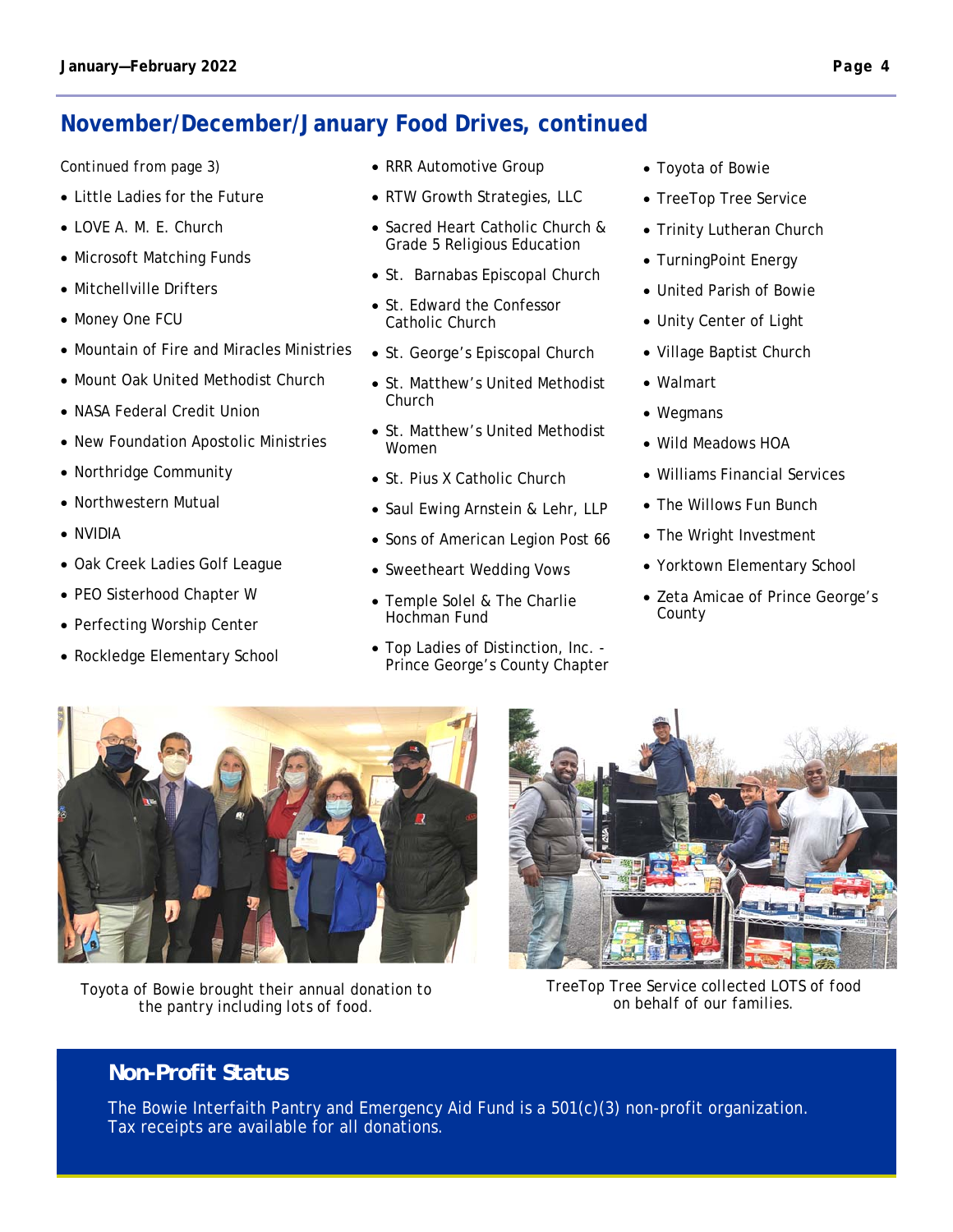## November/December/January Food Drives, continued

Continued from page 3)

- Little Ladies for the Future
- LOVE A. M. E. Church
- Microsoft Matching Funds
- Mitchellville Drifters
- Money One FCU
- Mountain of Fire and Miracles Ministries
- Mount Oak United Methodist Church
- NASA Federal Credit Union
- New Foundation Apostolic Ministries
- Northridge Community
- Northwestern Mutual
- NVIDIA
- Oak Creek Ladies Golf League
- PEO Sisterhood Chapter W
- Perfecting Worship Center
- Rockledge Elementary School
- RRR Automotive Group
- RTW Growth Strategies, LLC
- Sacred Heart Catholic Church & Grade 5 Religious Education
- St. Barnabas Episcopal Church
- St. Edward the Confessor Catholic Church
- St. George's Episcopal Church
- St. Matthew's United Methodist Church
- St. Matthew's United Methodist Women
- St. Pius X Catholic Church
- Saul Ewing Arnstein & Lehr, LLP
- Sons of American Legion Post 66
- Sweetheart Wedding Vows
- Temple Solel & The Charlie Hochman Fund
- Top Ladies of Distinction, Inc. - Prince George's County Chapter
- Toyota of Bowie
- TreeTop Tree Service
- Trinity Lutheran Church
- TurningPoint Energy
- United Parish of Bowie
- Unity Center of Light
- Village Baptist Church
- Walmart
- Wegmans
- Wild Meadows HOA
- Williams Financial Services
- The Willows Fun Bunch
- The Wright Investment
- Yorktown Elementary School
- Zeta Amicae of Prince George's County

Toyota of Bowie brought their annual donation to the pantry including lots of food.

TreeTop Tree Service collected LOTS of food on behalf of our families.

### Non-Profit Status

The Bowie Interfaith Pantry and Emergency Aid Fund is a 501(c)(3) non-profit organization. Tax receipts are available for all donations.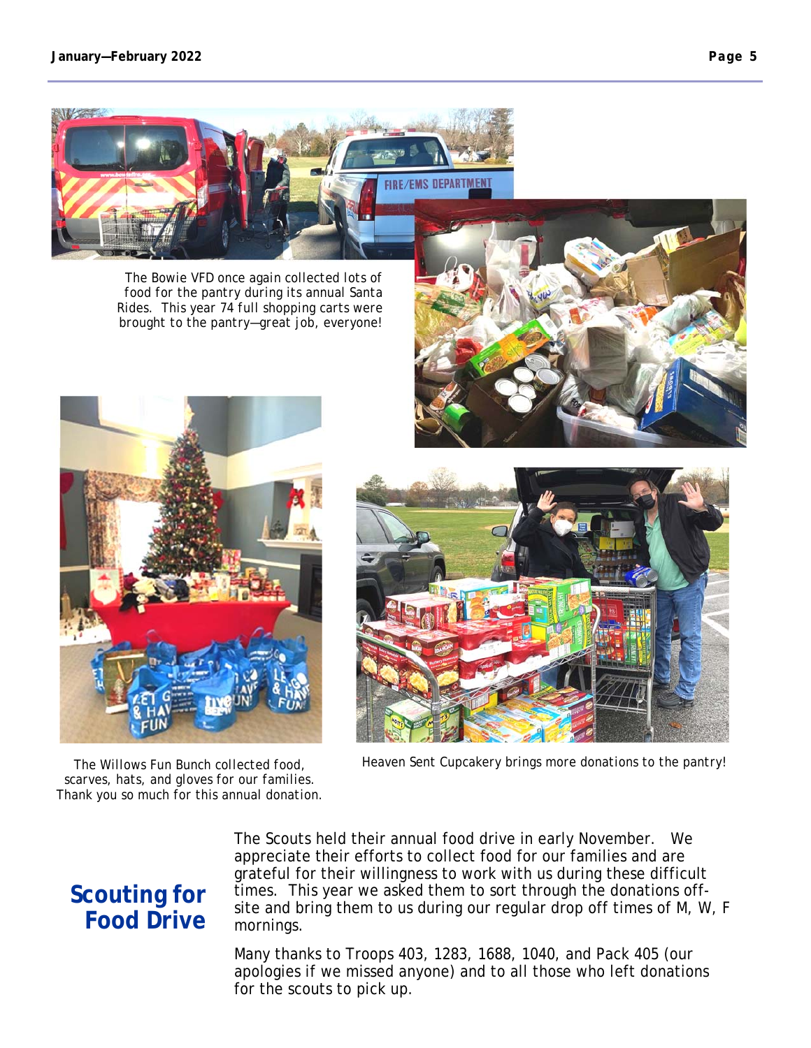The Bowie VFD once again collected lots of food for the pantry during its annual Santa Rides. This year 74 full shopping carts were brought to the pantry—great job, everyone!

The Willows Fun Bunch collected food, scarves, hats, and gloves for our families. Thank you so much for this annual donation.

Heaven Sent Cupcakery brings more donations to the pantry!

## Scouting for Food Drive

The Scouts held their annual food drive in early November. We appreciate their efforts to collect food for our families and are grateful for their willingness to work with us during these difficult times. This year we asked them to sort through the donations off-site and bring them to us during our regular drop off times of M, W, F mornings.

Many thanks to Troops 403, 1283, 1688, 1040, and Pack 405 (our apologies if we missed anyone) and to all those who left donations for the scouts to pick up.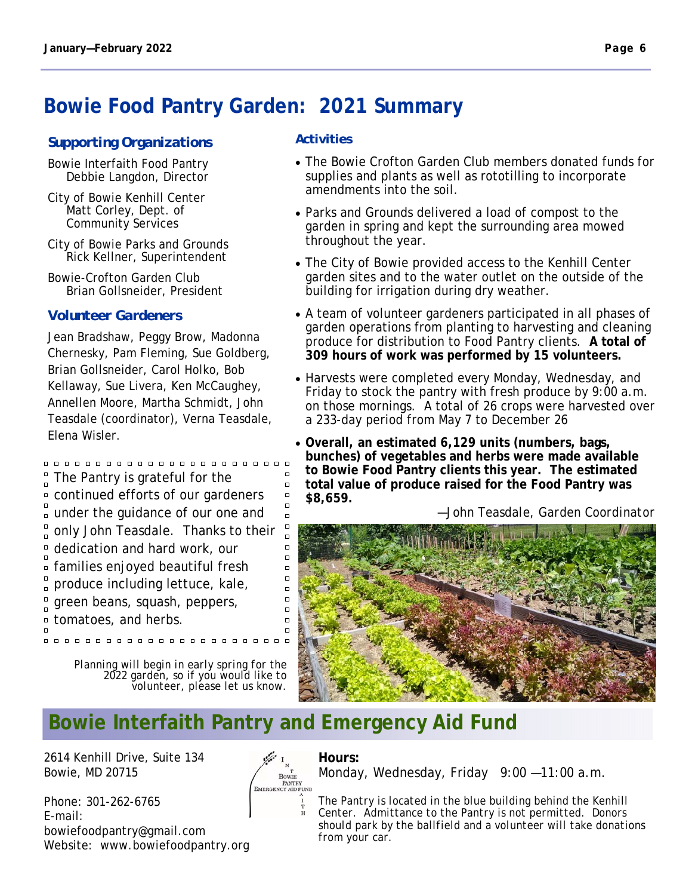# Bowie Food Pantry Garden: 2021 Summary

### Supporting Organizations

Bowie Interfaith Food Pantry
Debbie Langdon, Director

City of Bowie Kenhill Center
Matt Corley, Dept. of Community Services

City of Bowie Parks and Grounds
Rick Kellner, Superintendent

Bowie-Crofton Garden Club
Brian Gollsneider, President

### Volunteer Gardeners

Jean Bradshaw, Peggy Brow, Madonna Chernesky, Pam Fleming, Sue Goldberg, Brian Gollsneider, Carol Holko, Bob Kellaway, Sue Livera, Ken McCaughey, Annellen Moore, Martha Schmidt, John Teasdale (coordinator), Verna Teasdale, Elena Wisler.

The Pantry is grateful for the continued efforts of our gardeners under the guidance of our one and only John Teasdale. Thanks to their dedication and hard work, our families enjoyed beautiful fresh produce including lettuce, kale, green beans, squash, peppers, tomatoes, and herbs.

Planning will begin in early spring for the 2022 garden, so if you would like to volunteer, please let us know.

### Activities

- The Bowie Crofton Garden Club members donated funds for supplies and plants as well as rototilling to incorporate amendments into the soil.
- Parks and Grounds delivered a load of compost to the garden in spring and kept the surrounding area mowed throughout the year.
- The City of Bowie provided access to the Kenhill Center garden sites and to the water outlet on the outside of the building for irrigation during dry weather.
- A team of volunteer gardeners participated in all phases of garden operations from planting to harvesting and cleaning produce for distribution to Food Pantry clients. **A total of 309 hours of work was performed by 15 volunteers.**
- Harvests were completed every Monday, Wednesday, and Friday to stock the pantry with fresh produce by 9:00 a.m. on those mornings. A total of 26 crops were harvested over a 233-day period from May 7 to December 26
- **Overall, an estimated 6,129 units (numbers, bags, bunches) of vegetables and herbs were made available to Bowie Food Pantry clients this year. The estimated total value of produce raised for the Food Pantry was $8,659.**

—John Teasdale, Garden Coordinator

## Bowie Interfaith Pantry and Emergency Aid Fund

2614 Kenhill Drive, Suite 134
Bowie, MD 20715

Phone: 301-262-6765
E-mail: bowiefoodpantry@gmail.com
Website: www.bowiefoodpantry.org

**Hours:**
Monday, Wednesday, Friday 9:00 —11:00 a.m.

The Pantry is located in the blue building behind the Kenhill Center. Admittance to the Pantry is not permitted. Donors should park by the ballfield and a volunteer will take donations from your car.